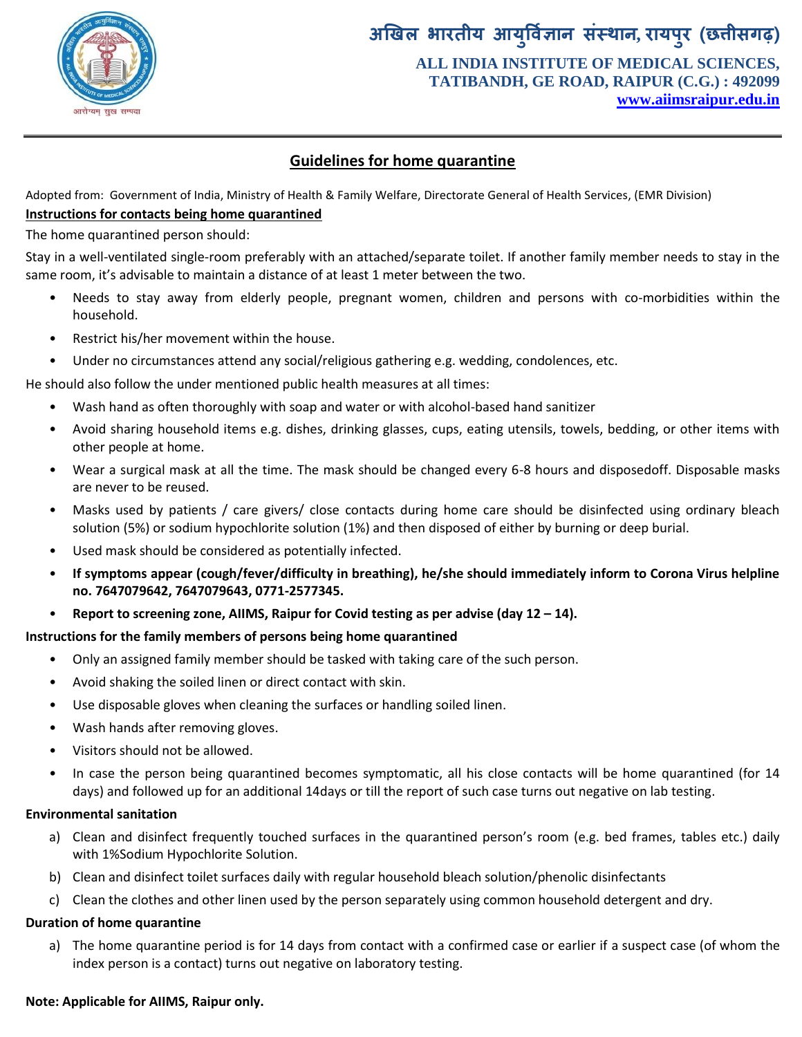# अखिल भारतीय आयुर्विज्ञान संस्थान, रायपुर (छत्तीसगढ़)

**ALL INDIA INSTITUTE OF MEDICAL SCIENCES, TATIBANDH, GE ROAD, RAIPUR (C.G.) : 492099**

**www.aiimsraipur.edu.in**

---

## Guidelines for home quarantine

Adopted from: Government of India, Ministry of Health & Family Welfare, Directorate General of Health Services, (EMR Division)

### Instructions for contacts being home quarantined

The home quarantined person should:

Stay in a well-ventilated single-room preferably with an attached/separate toilet. If another family member needs to stay in the same room, it's advisable to maintain a distance of at least 1 meter between the two.

- Needs to stay away from elderly people, pregnant women, children and persons with co-morbidities within the household.
- Restrict his/her movement within the house.
- Under no circumstances attend any social/religious gathering e.g. wedding, condolences, etc.

He should also follow the under mentioned public health measures at all times:

- Wash hand as often thoroughly with soap and water or with alcohol-based hand sanitizer
- Avoid sharing household items e.g. dishes, drinking glasses, cups, eating utensils, towels, bedding, or other items with other people at home.
- Wear a surgical mask at all the time. The mask should be changed every 6-8 hours and disposedoff. Disposable masks are never to be reused.
- Masks used by patients / care givers/ close contacts during home care should be disinfected using ordinary bleach solution (5%) or sodium hypochlorite solution (1%) and then disposed of either by burning or deep burial.
- Used mask should be considered as potentially infected.
- **If symptoms appear (cough/fever/difficulty in breathing), he/she should immediately inform to Corona Virus helpline no. 7647079642, 7647079643, 0771-2577345.**
- **Report to screening zone, AIIMS, Raipur for Covid testing as per advise (day 12 – 14).**

### Instructions for the family members of persons being home quarantined

- Only an assigned family member should be tasked with taking care of the such person.
- Avoid shaking the soiled linen or direct contact with skin.
- Use disposable gloves when cleaning the surfaces or handling soiled linen.
- Wash hands after removing gloves.
- Visitors should not be allowed.
- In case the person being quarantined becomes symptomatic, all his close contacts will be home quarantined (for 14 days) and followed up for an additional 14days or till the report of such case turns out negative on lab testing.

### Environmental sanitation

a) Clean and disinfect frequently touched surfaces in the quarantined person's room (e.g. bed frames, tables etc.) daily with 1%Sodium Hypochlorite Solution.

b) Clean and disinfect toilet surfaces daily with regular household bleach solution/phenolic disinfectants

c) Clean the clothes and other linen used by the person separately using common household detergent and dry.

### Duration of home quarantine

a) The home quarantine period is for 14 days from contact with a confirmed case or earlier if a suspect case (of whom the index person is a contact) turns out negative on laboratory testing.

**Note: Applicable for AIIMS, Raipur only.**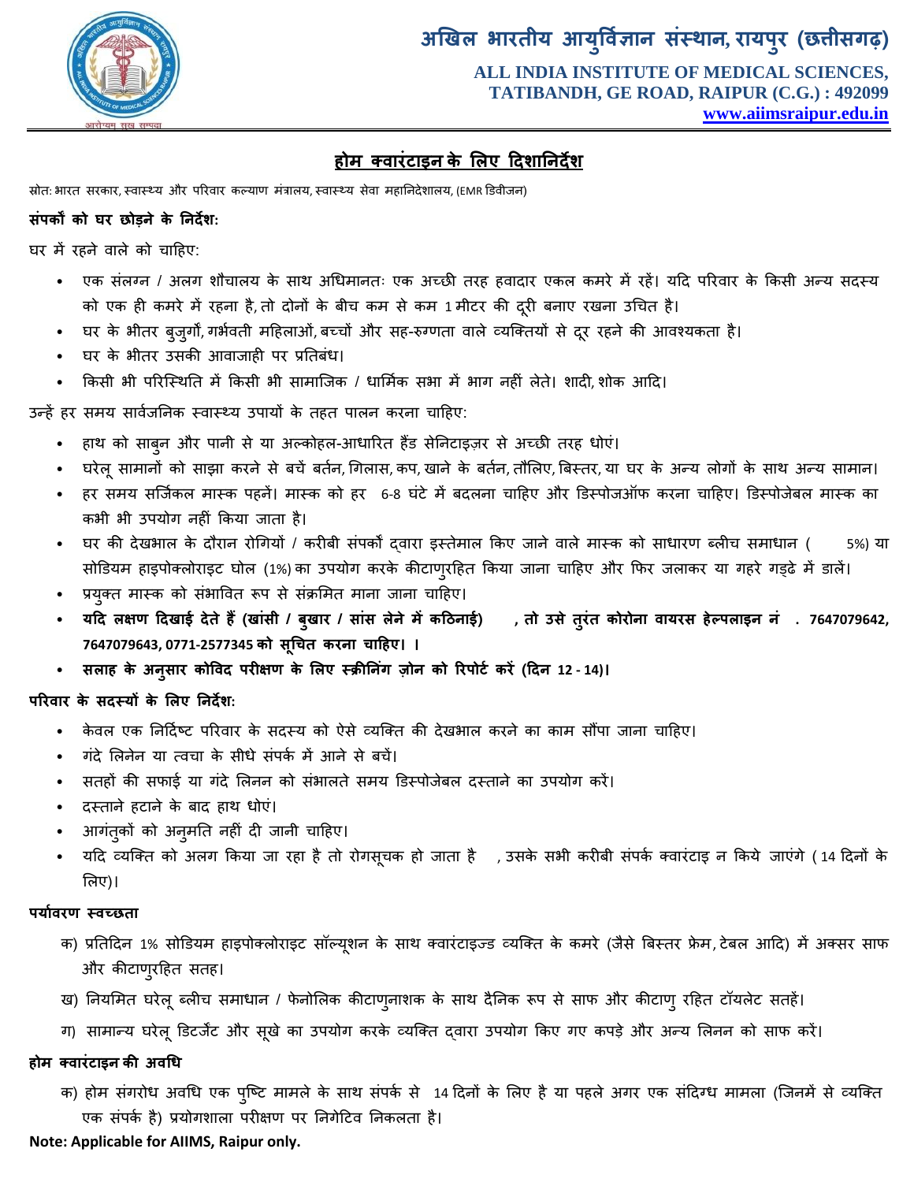# अखिल भारतीय आयुर्विज्ञान संस्थान, रायपुर (छत्तीसगढ़)

**ALL INDIA INSTITUTE OF MEDICAL SCIENCES, TATIBANDH, GE ROAD, RAIPUR (C.G.) : 492099**

**www.aiimsraipur.edu.in**

## होम क्वारंटाइन के लिए दिशानिर्देश

स्रोत: भारत सरकार, स्वास्थ्य और परिवार कल्याण मंत्रालय, स्वास्थ्य सेवा महानिदेशालय, (EMR डिवीजन)

**संपर्कों को घर छोड़ने के निर्देश:**

घर में रहने वाले को चाहिए:

- एक संलग्न / अलग शौचालय के साथ अधिमानतः एक अच्छी तरह हवादार एकल कमरे में रहें। यदि परिवार के किसी अन्य सदस्य को एक ही कमरे में रहना है, तो दोनों के बीच कम से कम 1 मीटर की दूरी बनाए रखना उचित है।
- घर के भीतर बुजुर्गों, गर्भवती महिलाओं, बच्चों और सह-रुग्णता वाले व्यक्तियों से दूर रहने की आवश्यकता है।
- घर के भीतर उसकी आवाजाही पर प्रतिबंध।
- किसी भी परिस्थिति में किसी भी सामाजिक / धार्मिक सभा में भाग नहीं लेते। शादी, शोक आदि।

उन्हें हर समय सार्वजनिक स्वास्थ्य उपायों के तहत पालन करना चाहिए:

- हाथ को साबुन और पानी से या अल्कोहल-आधारित हैंड सेनिटाइज़र से अच्छी तरह धोएं।
- घरेलू सामानों को साझा करने से बचें बर्तन, गिलास, कप, खाने के बर्तन, तौलिए, बिस्तर, या घर के अन्य लोगों के साथ अन्य सामान।
- हर समय सर्जिकल मास्क पहनें। मास्क को हर 6-8 घंटे में बदलना चाहिए और डिस्पोजऑफ करना चाहिए। डिस्पोजेबल मास्क का कभी भी उपयोग नहीं किया जाता है।
- घर की देखभाल के दौरान रोगियों / करीबी संपर्कों द्वारा इस्तेमाल किए जाने वाले मास्क को साधारण ब्लीच समाधान ( 5%) या सोडियम हाइपोक्लोराइट घोल (1%) का उपयोग करके कीटाणुरहित किया जाना चाहिए और फिर जलाकर या गहरे गड्ढे में डालें।
- प्रयुक्त मास्क को संभावित रूप से संक्रमित माना जाना चाहिए।
- **यदि लक्षण दिखाई देते हैं (खांसी / बुखार / सांस लेने में कठिनाई) , तो उसे तुरंत कोरोना वायरस हेल्पलाइन नं . 7647079642, 7647079643, 0771-2577345 को सूचित करना चाहिए। ।**
- **सलाह के अनुसार कोविद परीक्षण के लिए स्क्रीनिंग ज़ोन को रिपोर्ट करें (दिन 12 - 14)।**

**परिवार के सदस्यों के लिए निर्देश:**

- केवल एक निर्दिष्ट परिवार के सदस्य को ऐसे व्यक्ति की देखभाल करने का काम सौंपा जाना चाहिए।
- गंदे लिनेन या त्वचा के सीधे संपर्क में आने से बचें।
- सतहों की सफाई या गंदे लिनन को संभालते समय डिस्पोजेबल दस्ताने का उपयोग करें।
- दस्ताने हटाने के बाद हाथ धोएं।
- आगंतुकों को अनुमति नहीं दी जानी चाहिए।
- यदि व्यक्ति को अलग किया जा रहा है तो रोगसूचक हो जाता है , उसके सभी करीबी संपर्क क्वारंटाइ न किये जाएंगे ( 14 दिनों के लिए)।

**पर्यावरण स्वच्छता**

क) प्रतिदिन 1% सोडियम हाइपोक्लोराइट सॉल्यूशन के साथ क्वारंटाइज्ड व्यक्ति के कमरे (जैसे बिस्तर फ्रेम, टेबल आदि) में अक्सर साफ और कीटाणुरहित सतह।

ख) नियमित घरेलू ब्लीच समाधान / फेनोलिक कीटाणुनाशक के साथ दैनिक रूप से साफ और कीटाणु रहित टॉयलेट सतहें।

ग) सामान्य घरेलू डिटर्जेंट और सूखे का उपयोग करके व्यक्ति द्वारा उपयोग किए गए कपड़े और अन्य लिनन को साफ करें।

**होम क्वारंटाइन की अवधि**

क) होम संगरोध अवधि एक पुष्टि मामले के साथ संपर्क से 14 दिनों के लिए है या पहले अगर एक संदिग्ध मामला (जिनमें से व्यक्ति एक संपर्क है) प्रयोगशाला परीक्षण पर निगेटिव निकलता है।

**Note: Applicable for AIIMS, Raipur only.**